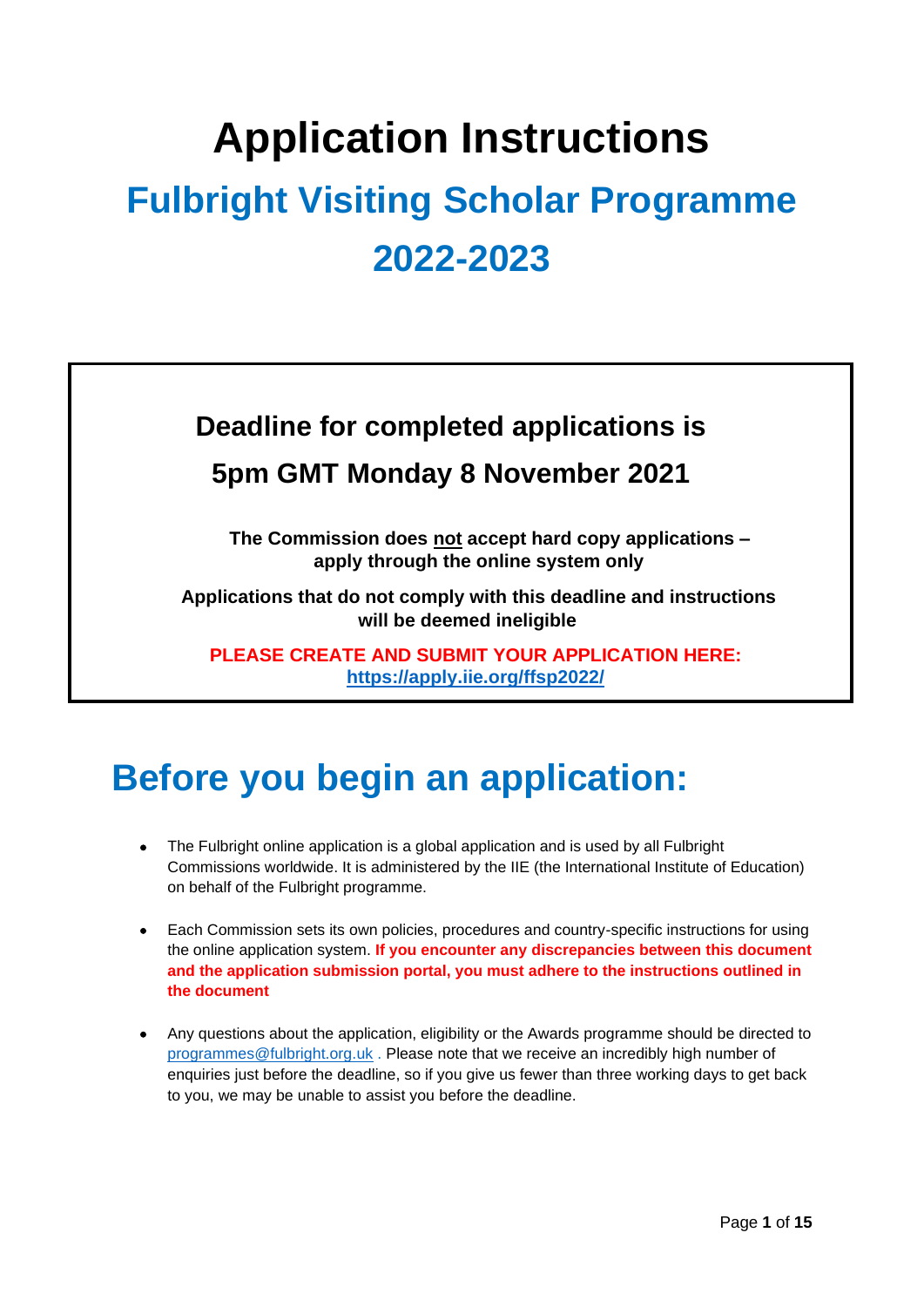# Application Instructions

## Fulbright Visiting Scholar Programme 2022-2023

**Deadline for completed applications is**

**5pm GMT Monday 8 November 2021**

**The Commission does not accept hard copy applications – apply through the online system only**

**Applications that do not comply with this deadline and instructions will be deemed ineligible**

**PLEASE CREATE AND SUBMIT YOUR APPLICATION HERE: https://apply.iie.org/ffsp2022/**

# Before you begin an application:

- The Fulbright online application is a global application and is used by all Fulbright Commissions worldwide. It is administered by the IIE (the International Institute of Education) on behalf of the Fulbright programme.
- Each Commission sets its own policies, procedures and country-specific instructions for using the online application system. **If you encounter any discrepancies between this document and the application submission portal, you must adhere to the instructions outlined in the document**
- Any questions about the application, eligibility or the Awards programme should be directed to programmes@fulbright.org.uk . Please note that we receive an incredibly high number of enquiries just before the deadline, so if you give us fewer than three working days to get back to you, we may be unable to assist you before the deadline.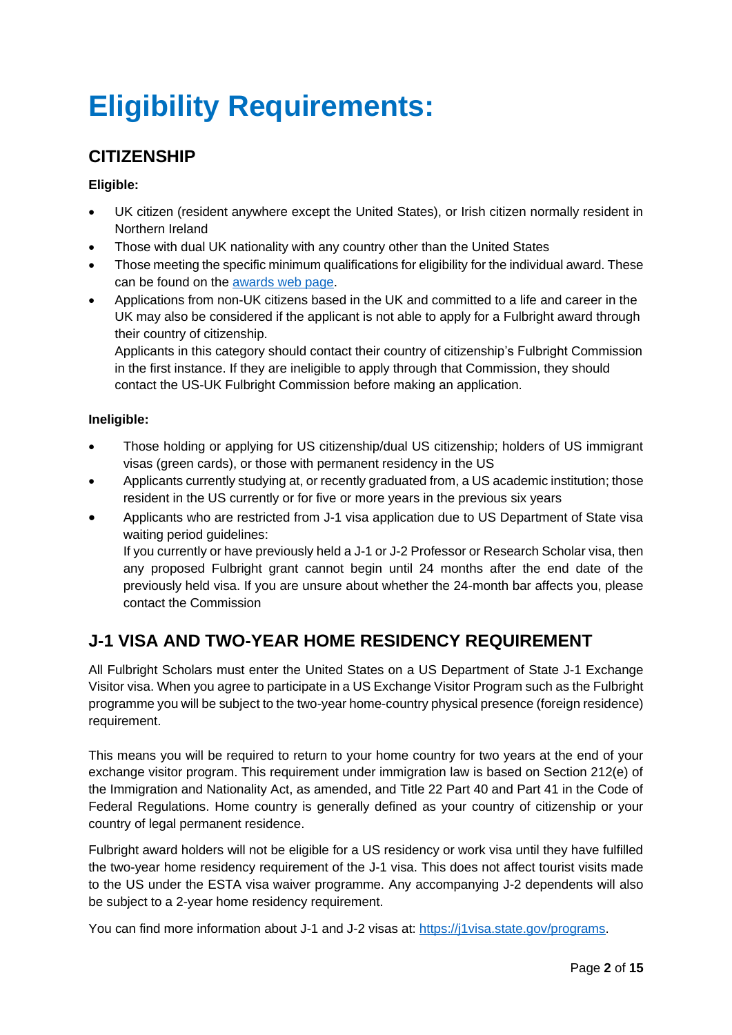# Eligibility Requirements:

## CITIZENSHIP

**Eligible:**

- UK citizen (resident anywhere except the United States), or Irish citizen normally resident in Northern Ireland
- Those with dual UK nationality with any country other than the United States
- Those meeting the specific minimum qualifications for eligibility for the individual award. These can be found on the [awards web page](#).
- Applications from non-UK citizens based in the UK and committed to a life and career in the UK may also be considered if the applicant is not able to apply for a Fulbright award through their country of citizenship.
  Applicants in this category should contact their country of citizenship's Fulbright Commission in the first instance. If they are ineligible to apply through that Commission, they should contact the US-UK Fulbright Commission before making an application.

**Ineligible:**

- Those holding or applying for US citizenship/dual US citizenship; holders of US immigrant visas (green cards), or those with permanent residency in the US
- Applicants currently studying at, or recently graduated from, a US academic institution; those resident in the US currently or for five or more years in the previous six years
- Applicants who are restricted from J-1 visa application due to US Department of State visa waiting period guidelines:
  If you currently or have previously held a J-1 or J-2 Professor or Research Scholar visa, then any proposed Fulbright grant cannot begin until 24 months after the end date of the previously held visa. If you are unsure about whether the 24-month bar affects you, please contact the Commission

## J-1 VISA AND TWO-YEAR HOME RESIDENCY REQUIREMENT

All Fulbright Scholars must enter the United States on a US Department of State J-1 Exchange Visitor visa. When you agree to participate in a US Exchange Visitor Program such as the Fulbright programme you will be subject to the two-year home-country physical presence (foreign residence) requirement.

This means you will be required to return to your home country for two years at the end of your exchange visitor program. This requirement under immigration law is based on Section 212(e) of the Immigration and Nationality Act, as amended, and Title 22 Part 40 and Part 41 in the Code of Federal Regulations. Home country is generally defined as your country of citizenship or your country of legal permanent residence.

Fulbright award holders will not be eligible for a US residency or work visa until they have fulfilled the two-year home residency requirement of the J-1 visa. This does not affect tourist visits made to the US under the ESTA visa waiver programme. Any accompanying J-2 dependents will also be subject to a 2-year home residency requirement.

You can find more information about J-1 and J-2 visas at: https://j1visa.state.gov/programs.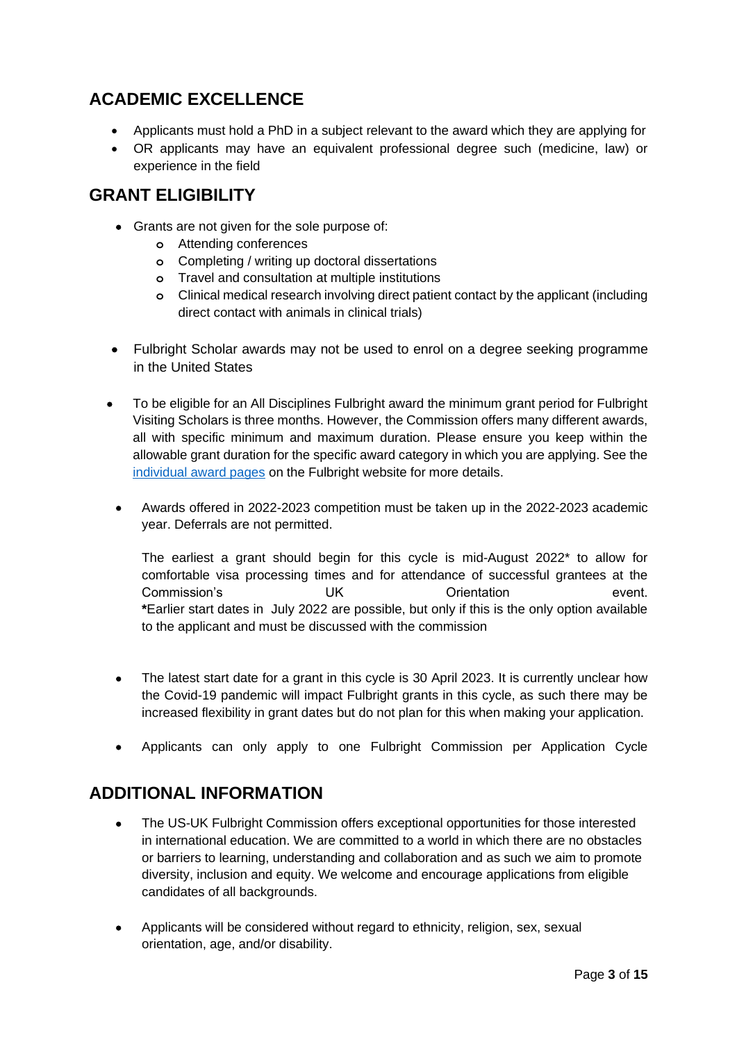## ACADEMIC EXCELLENCE

- Applicants must hold a PhD in a subject relevant to the award which they are applying for
- OR applicants may have an equivalent professional degree such (medicine, law) or experience in the field

## GRANT ELIGIBILITY

- Grants are not given for the sole purpose of:
  - Attending conferences
  - Completing / writing up doctoral dissertations
  - Travel and consultation at multiple institutions
  - Clinical medical research involving direct patient contact by the applicant (including direct contact with animals in clinical trials)

- Fulbright Scholar awards may not be used to enrol on a degree seeking programme in the United States

- To be eligible for an All Disciplines Fulbright award the minimum grant period for Fulbright Visiting Scholars is three months. However, the Commission offers many different awards, all with specific minimum and maximum duration. Please ensure you keep within the allowable grant duration for the specific award category in which you are applying. See the [individual award pages]() on the Fulbright website for more details.

- Awards offered in 2022-2023 competition must be taken up in the 2022-2023 academic year. Deferrals are not permitted.

  The earliest a grant should begin for this cycle is mid-August 2022* to allow for comfortable visa processing times and for attendance of successful grantees at the Commission's UK Orientation event.
  ***Earlier start dates in July 2022 are possible, but only if this is the only option available to the applicant and must be discussed with the commission

- The latest start date for a grant in this cycle is 30 April 2023. It is currently unclear how the Covid-19 pandemic will impact Fulbright grants in this cycle, as such there may be increased flexibility in grant dates but do not plan for this when making your application.

- Applicants can only apply to one Fulbright Commission per Application Cycle

## ADDITIONAL INFORMATION

- The US-UK Fulbright Commission offers exceptional opportunities for those interested in international education. We are committed to a world in which there are no obstacles or barriers to learning, understanding and collaboration and as such we aim to promote diversity, inclusion and equity. We welcome and encourage applications from eligible candidates of all backgrounds.

- Applicants will be considered without regard to ethnicity, religion, sex, sexual orientation, age, and/or disability.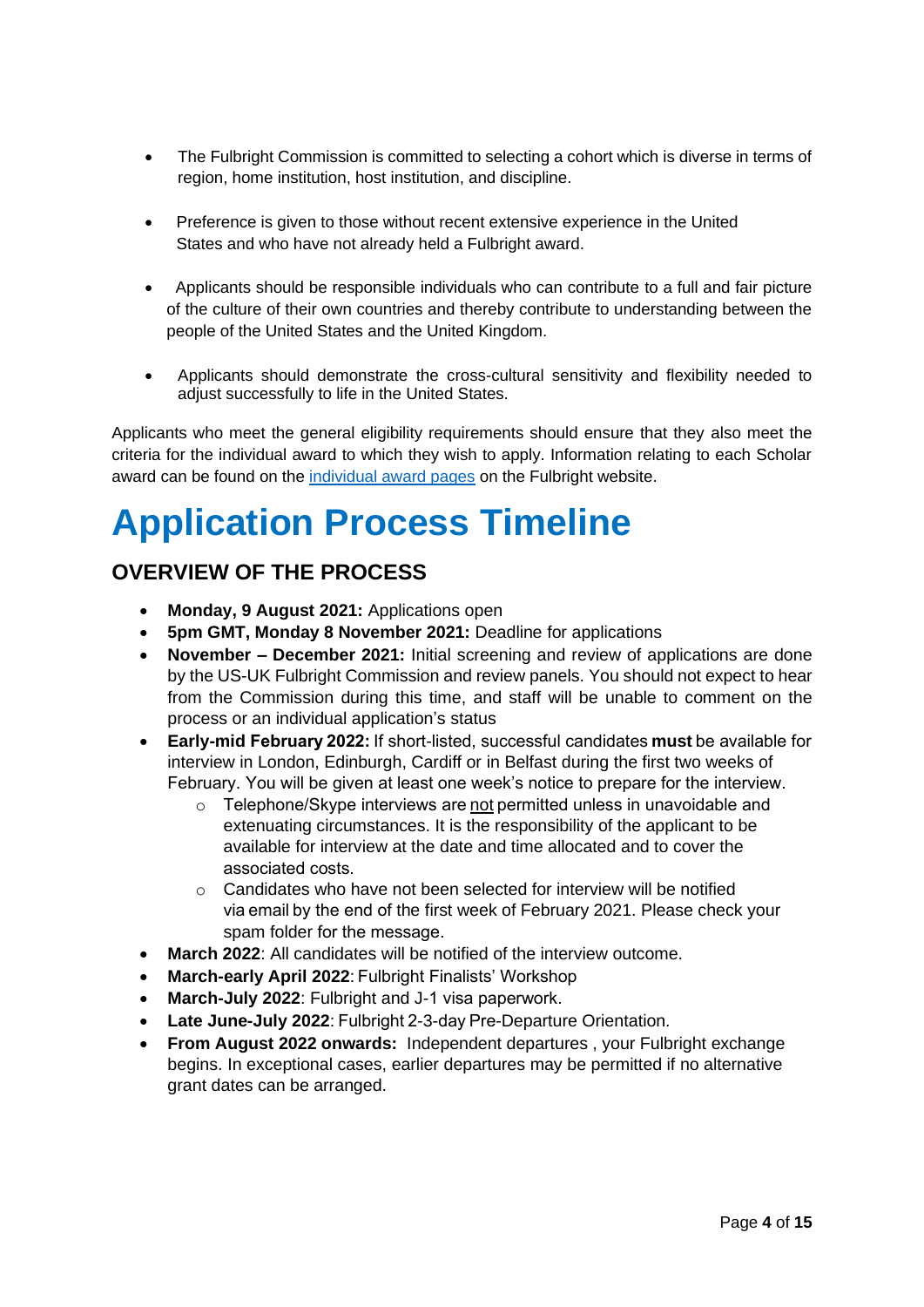- The Fulbright Commission is committed to selecting a cohort which is diverse in terms of region, home institution, host institution, and discipline.

- Preference is given to those without recent extensive experience in the United States and who have not already held a Fulbright award.

- Applicants should be responsible individuals who can contribute to a full and fair picture of the culture of their own countries and thereby contribute to understanding between the people of the United States and the United Kingdom.

- Applicants should demonstrate the cross-cultural sensitivity and flexibility needed to adjust successfully to life in the United States.

Applicants who meet the general eligibility requirements should ensure that they also meet the criteria for the individual award to which they wish to apply. Information relating to each Scholar award can be found on the individual award pages on the Fulbright website.

# Application Process Timeline

## OVERVIEW OF THE PROCESS

- **Monday, 9 August 2021:** Applications open
- **5pm GMT, Monday 8 November 2021:** Deadline for applications
- **November – December 2021:** Initial screening and review of applications are done by the US-UK Fulbright Commission and review panels. You should not expect to hear from the Commission during this time, and staff will be unable to comment on the process or an individual application's status
- **Early-mid February 2022:** If short-listed, successful candidates **must** be available for interview in London, Edinburgh, Cardiff or in Belfast during the first two weeks of February. You will be given at least one week's notice to prepare for the interview.
    - Telephone/Skype interviews are not permitted unless in unavoidable and extenuating circumstances. It is the responsibility of the applicant to be available for interview at the date and time allocated and to cover the associated costs.
    - Candidates who have not been selected for interview will be notified via email by the end of the first week of February 2021. Please check your spam folder for the message.
- **March 2022**: All candidates will be notified of the interview outcome.
- **March-early April 2022**: Fulbright Finalists' Workshop
- **March-July 2022**: Fulbright and J-1 visa paperwork.
- **Late June-July 2022**: Fulbright 2-3-day Pre-Departure Orientation.
- **From August 2022 onwards:** Independent departures , your Fulbright exchange begins. In exceptional cases, earlier departures may be permitted if no alternative grant dates can be arranged.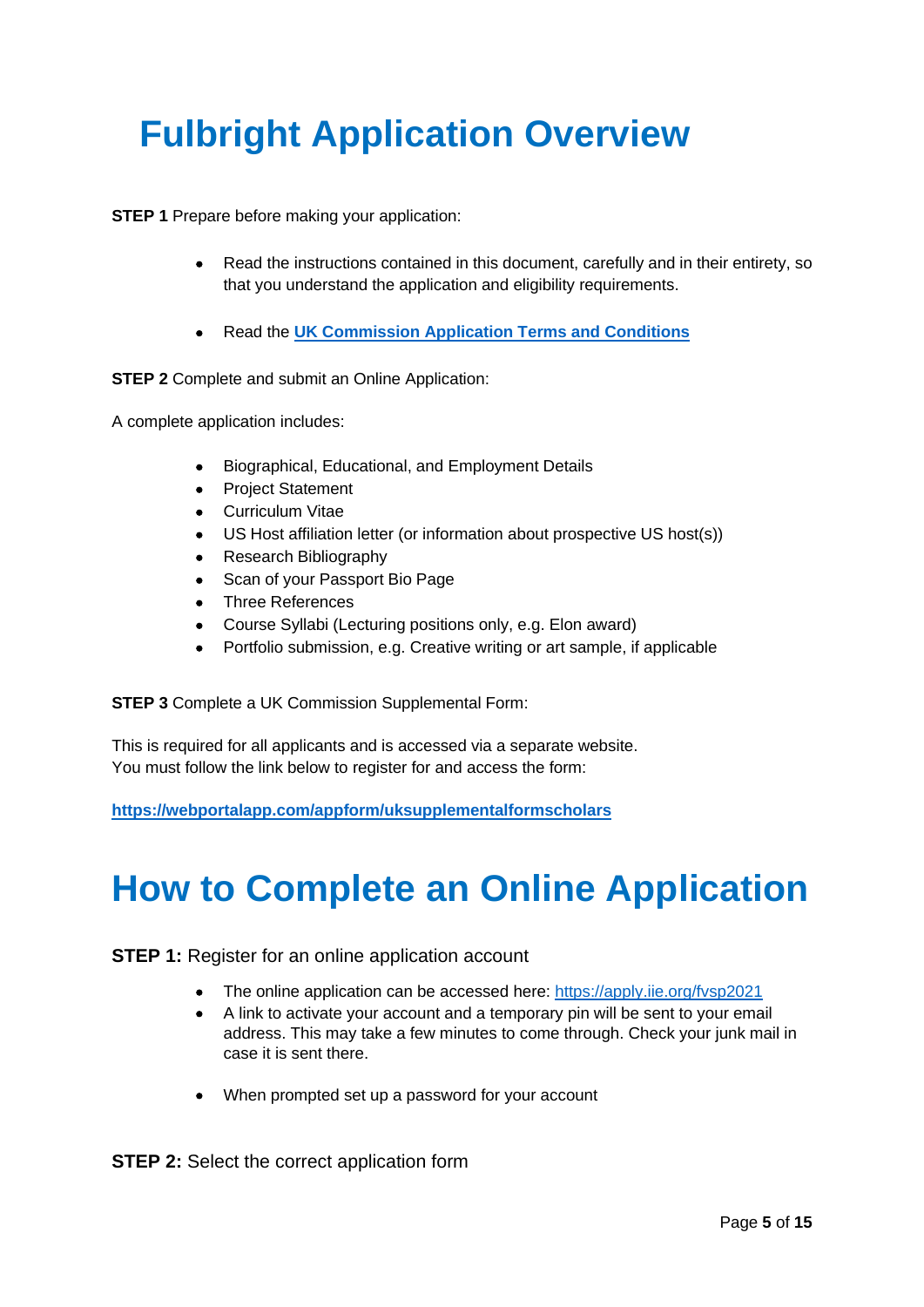# Fulbright Application Overview

**STEP 1** Prepare before making your application:

- Read the instructions contained in this document, carefully and in their entirety, so that you understand the application and eligibility requirements.

- Read the **[UK Commission Application Terms and Conditions]()**

**STEP 2** Complete and submit an Online Application:

A complete application includes:

- Biographical, Educational, and Employment Details
- Project Statement
- Curriculum Vitae
- US Host affiliation letter (or information about prospective US host(s))
- Research Bibliography
- Scan of your Passport Bio Page
- Three References
- Course Syllabi (Lecturing positions only, e.g. Elon award)
- Portfolio submission, e.g. Creative writing or art sample, if applicable

**STEP 3** Complete a UK Commission Supplemental Form:

This is required for all applicants and is accessed via a separate website.
You must follow the link below to register for and access the form:

**[https://webportalapp.com/appform/uksupplementalformscholars](https://webportalapp.com/appform/uksupplementalformscholars)**

# How to Complete an Online Application

**STEP 1:** Register for an online application account

- The online application can be accessed here: [https://apply.iie.org/fvsp2021](https://apply.iie.org/fvsp2021)
- A link to activate your account and a temporary pin will be sent to your email address. This may take a few minutes to come through. Check your junk mail in case it is sent there.

- When prompted set up a password for your account

**STEP 2:** Select the correct application form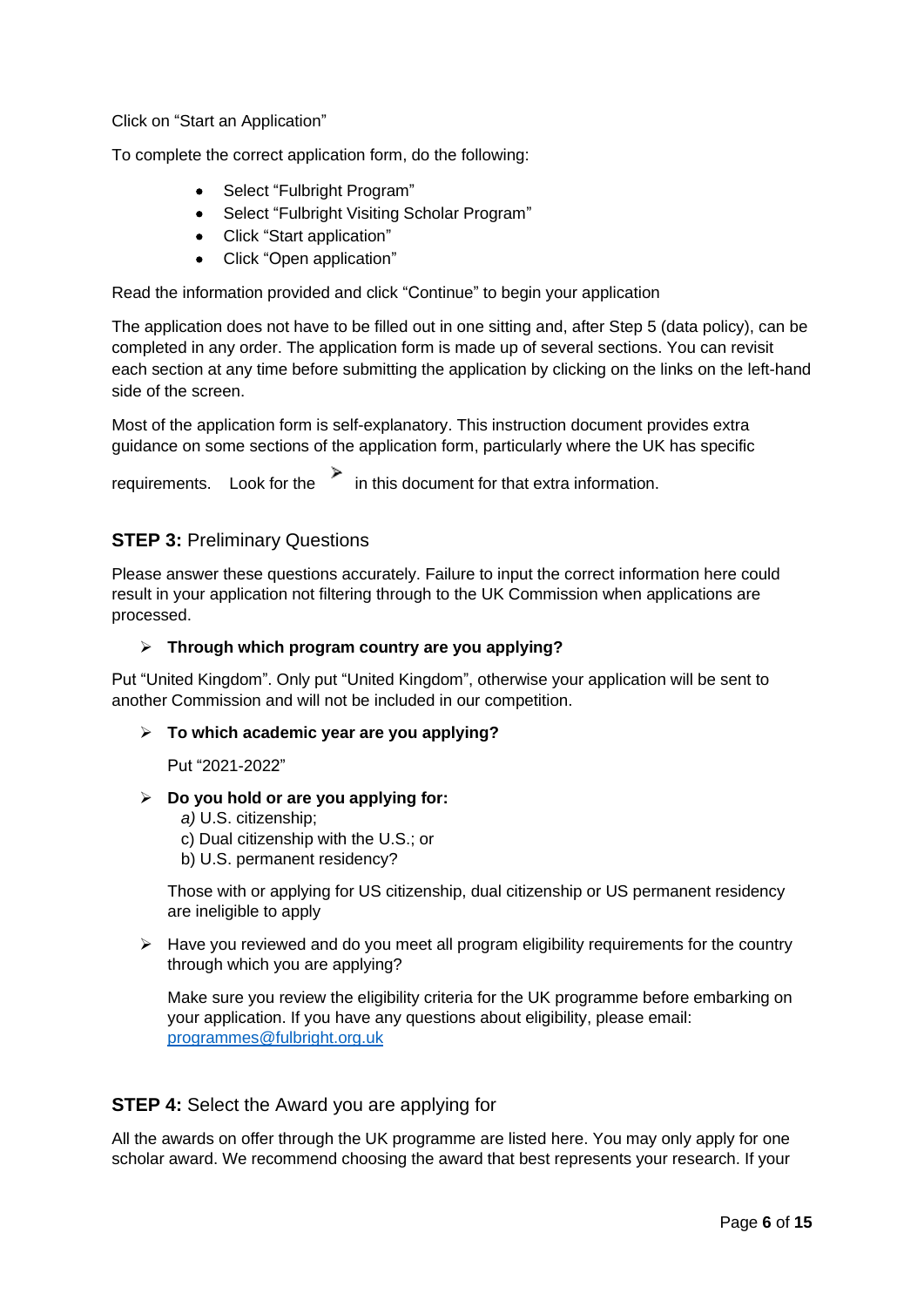Click on "Start an Application"

To complete the correct application form, do the following:

- Select "Fulbright Program"
- Select "Fulbright Visiting Scholar Program"
- Click "Start application"
- Click "Open application"

Read the information provided and click "Continue" to begin your application

The application does not have to be filled out in one sitting and, after Step 5 (data policy), can be completed in any order. The application form is made up of several sections. You can revisit each section at any time before submitting the application by clicking on the links on the left-hand side of the screen.

Most of the application form is self-explanatory. This instruction document provides extra guidance on some sections of the application form, particularly where the UK has specific requirements. Look for the ➢ in this document for that extra information.

## **STEP 3:** Preliminary Questions

Please answer these questions accurately. Failure to input the correct information here could result in your application not filtering through to the UK Commission when applications are processed.

➢ **Through which program country are you applying?**

Put "United Kingdom". Only put "United Kingdom", otherwise your application will be sent to another Commission and will not be included in our competition.

➢ **To which academic year are you applying?**

Put "2021-2022"

➢ **Do you hold or are you applying for:**
*a)* U.S. citizenship;
c) Dual citizenship with the U.S.; or
b) U.S. permanent residency?

Those with or applying for US citizenship, dual citizenship or US permanent residency are ineligible to apply

➢ Have you reviewed and do you meet all program eligibility requirements for the country through which you are applying?

Make sure you review the eligibility criteria for the UK programme before embarking on your application. If you have any questions about eligibility, please email: programmes@fulbright.org.uk

## **STEP 4:** Select the Award you are applying for

All the awards on offer through the UK programme are listed here. You may only apply for one scholar award. We recommend choosing the award that best represents your research. If your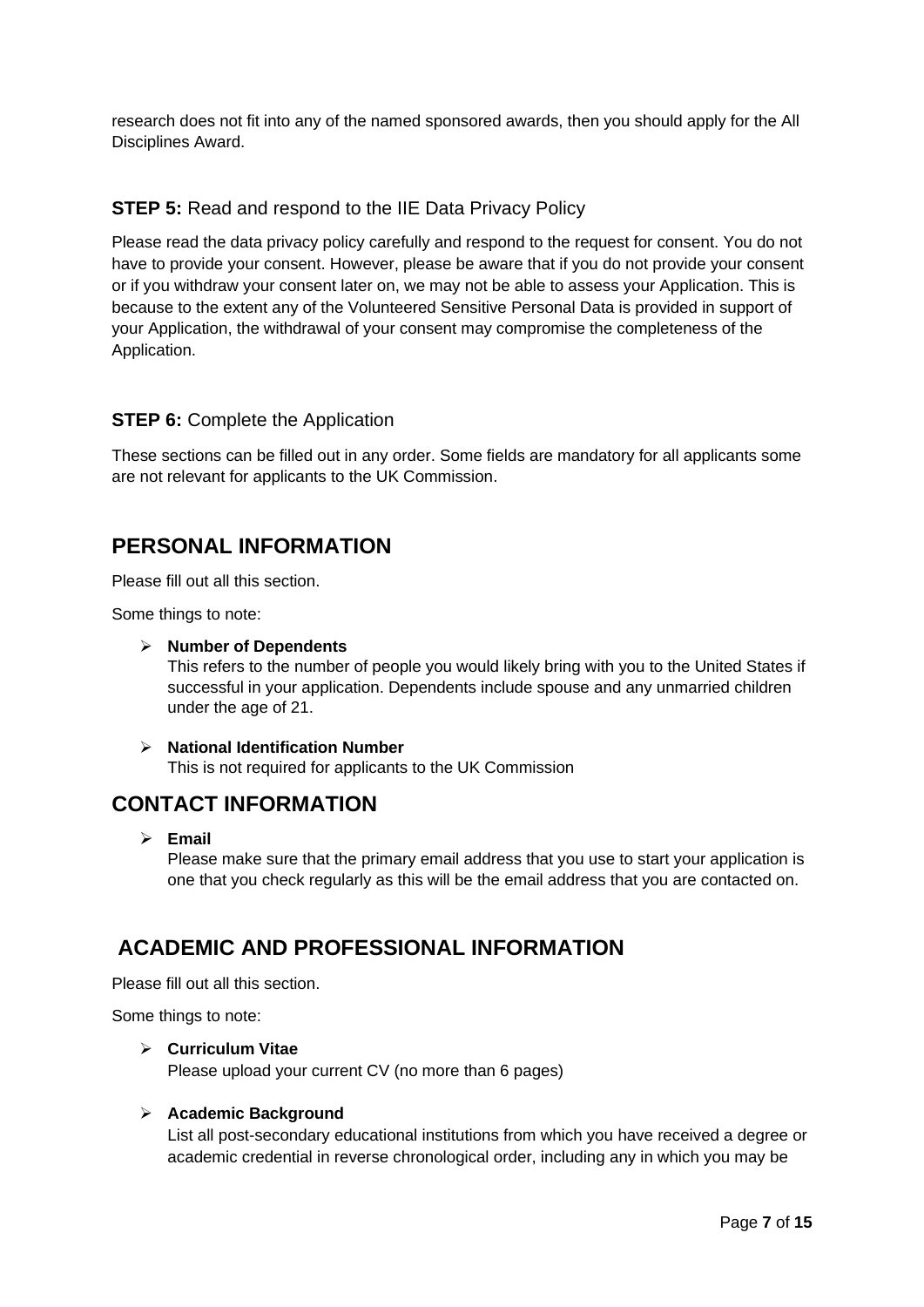research does not fit into any of the named sponsored awards, then you should apply for the All Disciplines Award.

### **STEP 5:** Read and respond to the IIE Data Privacy Policy

Please read the data privacy policy carefully and respond to the request for consent. You do not have to provide your consent. However, please be aware that if you do not provide your consent or if you withdraw your consent later on, we may not be able to assess your Application. This is because to the extent any of the Volunteered Sensitive Personal Data is provided in support of your Application, the withdrawal of your consent may compromise the completeness of the Application.

### **STEP 6:** Complete the Application

These sections can be filled out in any order. Some fields are mandatory for all applicants some are not relevant for applicants to the UK Commission.

## PERSONAL INFORMATION

Please fill out all this section.

Some things to note:

- **Number of Dependents**
  This refers to the number of people you would likely bring with you to the United States if successful in your application. Dependents include spouse and any unmarried children under the age of 21.

- **National Identification Number**
  This is not required for applicants to the UK Commission

## CONTACT INFORMATION

- **Email**
  Please make sure that the primary email address that you use to start your application is one that you check regularly as this will be the email address that you are contacted on.

## ACADEMIC AND PROFESSIONAL INFORMATION

Please fill out all this section.

Some things to note:

- **Curriculum Vitae**
  Please upload your current CV (no more than 6 pages)

- **Academic Background**
  List all post-secondary educational institutions from which you have received a degree or academic credential in reverse chronological order, including any in which you may be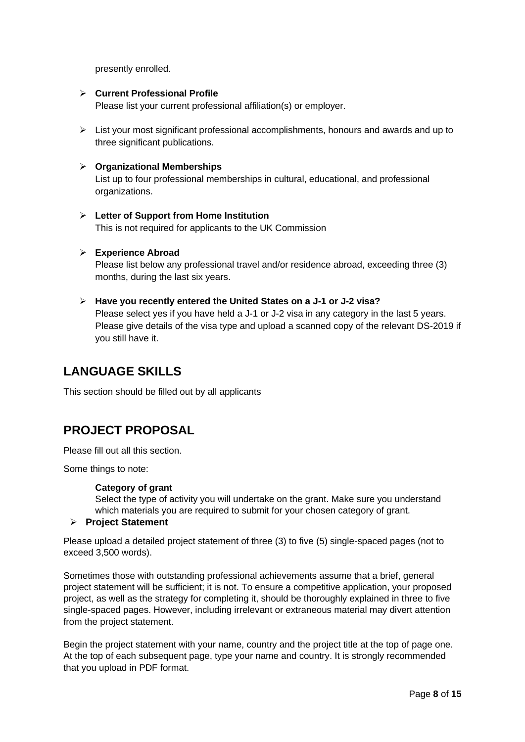presently enrolled.

- **Current Professional Profile**
  Please list your current professional affiliation(s) or employer.

- List your most significant professional accomplishments, honours and awards and up to three significant publications.

- **Organizational Memberships**
  List up to four professional memberships in cultural, educational, and professional organizations.

- **Letter of Support from Home Institution**
  This is not required for applicants to the UK Commission

- **Experience Abroad**
  Please list below any professional travel and/or residence abroad, exceeding three (3) months, during the last six years.

- **Have you recently entered the United States on a J-1 or J-2 visa?**
  Please select yes if you have held a J-1 or J-2 visa in any category in the last 5 years. Please give details of the visa type and upload a scanned copy of the relevant DS-2019 if you still have it.

## LANGUAGE SKILLS

This section should be filled out by all applicants

## PROJECT PROPOSAL

Please fill out all this section.

Some things to note:

**Category of grant**
Select the type of activity you will undertake on the grant. Make sure you understand which materials you are required to submit for your chosen category of grant.

- **Project Statement**

Please upload a detailed project statement of three (3) to five (5) single-spaced pages (not to exceed 3,500 words).

Sometimes those with outstanding professional achievements assume that a brief, general project statement will be sufficient; it is not. To ensure a competitive application, your proposed project, as well as the strategy for completing it, should be thoroughly explained in three to five single-spaced pages. However, including irrelevant or extraneous material may divert attention from the project statement.

Begin the project statement with your name, country and the project title at the top of page one. At the top of each subsequent page, type your name and country. It is strongly recommended that you upload in PDF format.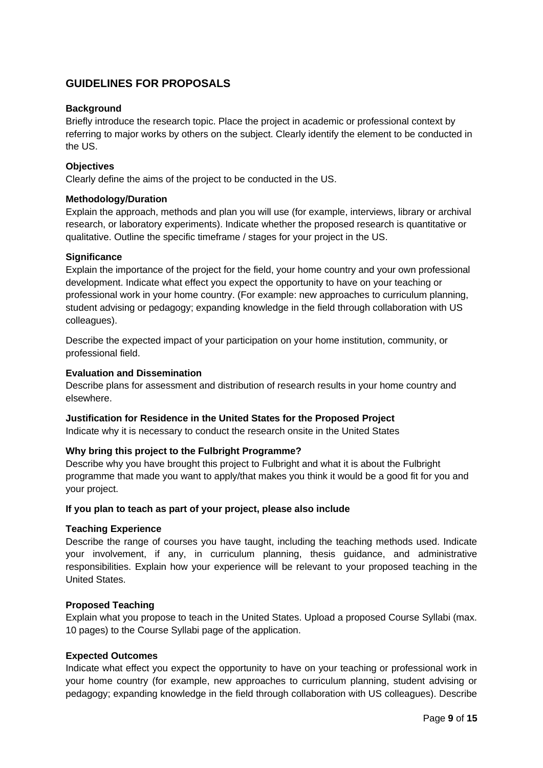## GUIDELINES FOR PROPOSALS

**Background**

Briefly introduce the research topic. Place the project in academic or professional context by referring to major works by others on the subject. Clearly identify the element to be conducted in the US.

**Objectives**

Clearly define the aims of the project to be conducted in the US.

**Methodology/Duration**

Explain the approach, methods and plan you will use (for example, interviews, library or archival research, or laboratory experiments). Indicate whether the proposed research is quantitative or qualitative. Outline the specific timeframe / stages for your project in the US.

**Significance**

Explain the importance of the project for the field, your home country and your own professional development. Indicate what effect you expect the opportunity to have on your teaching or professional work in your home country. (For example: new approaches to curriculum planning, student advising or pedagogy; expanding knowledge in the field through collaboration with US colleagues).

Describe the expected impact of your participation on your home institution, community, or professional field.

**Evaluation and Dissemination**

Describe plans for assessment and distribution of research results in your home country and elsewhere.

**Justification for Residence in the United States for the Proposed Project**

Indicate why it is necessary to conduct the research onsite in the United States

**Why bring this project to the Fulbright Programme?**

Describe why you have brought this project to Fulbright and what it is about the Fulbright programme that made you want to apply/that makes you think it would be a good fit for you and your project.

**If you plan to teach as part of your project, please also include**

**Teaching Experience**

Describe the range of courses you have taught, including the teaching methods used. Indicate your involvement, if any, in curriculum planning, thesis guidance, and administrative responsibilities. Explain how your experience will be relevant to your proposed teaching in the United States.

**Proposed Teaching**

Explain what you propose to teach in the United States. Upload a proposed Course Syllabi (max. 10 pages) to the Course Syllabi page of the application.

**Expected Outcomes**

Indicate what effect you expect the opportunity to have on your teaching or professional work in your home country (for example, new approaches to curriculum planning, student advising or pedagogy; expanding knowledge in the field through collaboration with US colleagues). Describe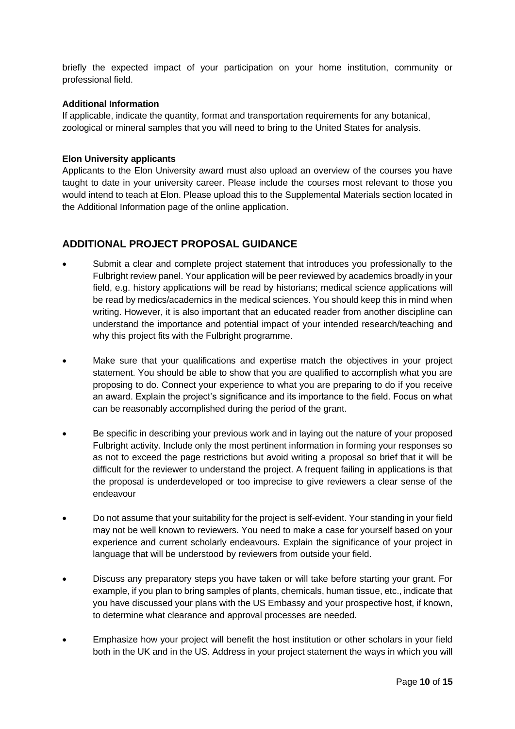briefly the expected impact of your participation on your home institution, community or professional field.

**Additional Information**

If applicable, indicate the quantity, format and transportation requirements for any botanical, zoological or mineral samples that you will need to bring to the United States for analysis.

**Elon University applicants**

Applicants to the Elon University award must also upload an overview of the courses you have taught to date in your university career. Please include the courses most relevant to those you would intend to teach at Elon. Please upload this to the Supplemental Materials section located in the Additional Information page of the online application.

## ADDITIONAL PROJECT PROPOSAL GUIDANCE

- Submit a clear and complete project statement that introduces you professionally to the Fulbright review panel. Your application will be peer reviewed by academics broadly in your field, e.g. history applications will be read by historians; medical science applications will be read by medics/academics in the medical sciences. You should keep this in mind when writing. However, it is also important that an educated reader from another discipline can understand the importance and potential impact of your intended research/teaching and why this project fits with the Fulbright programme.

- Make sure that your qualifications and expertise match the objectives in your project statement. You should be able to show that you are qualified to accomplish what you are proposing to do. Connect your experience to what you are preparing to do if you receive an award. Explain the project's significance and its importance to the field. Focus on what can be reasonably accomplished during the period of the grant.

- Be specific in describing your previous work and in laying out the nature of your proposed Fulbright activity. Include only the most pertinent information in forming your responses so as not to exceed the page restrictions but avoid writing a proposal so brief that it will be difficult for the reviewer to understand the project. A frequent failing in applications is that the proposal is underdeveloped or too imprecise to give reviewers a clear sense of the endeavour

- Do not assume that your suitability for the project is self-evident. Your standing in your field may not be well known to reviewers. You need to make a case for yourself based on your experience and current scholarly endeavours. Explain the significance of your project in language that will be understood by reviewers from outside your field.

- Discuss any preparatory steps you have taken or will take before starting your grant. For example, if you plan to bring samples of plants, chemicals, human tissue, etc., indicate that you have discussed your plans with the US Embassy and your prospective host, if known, to determine what clearance and approval processes are needed.

- Emphasize how your project will benefit the host institution or other scholars in your field both in the UK and in the US. Address in your project statement the ways in which you will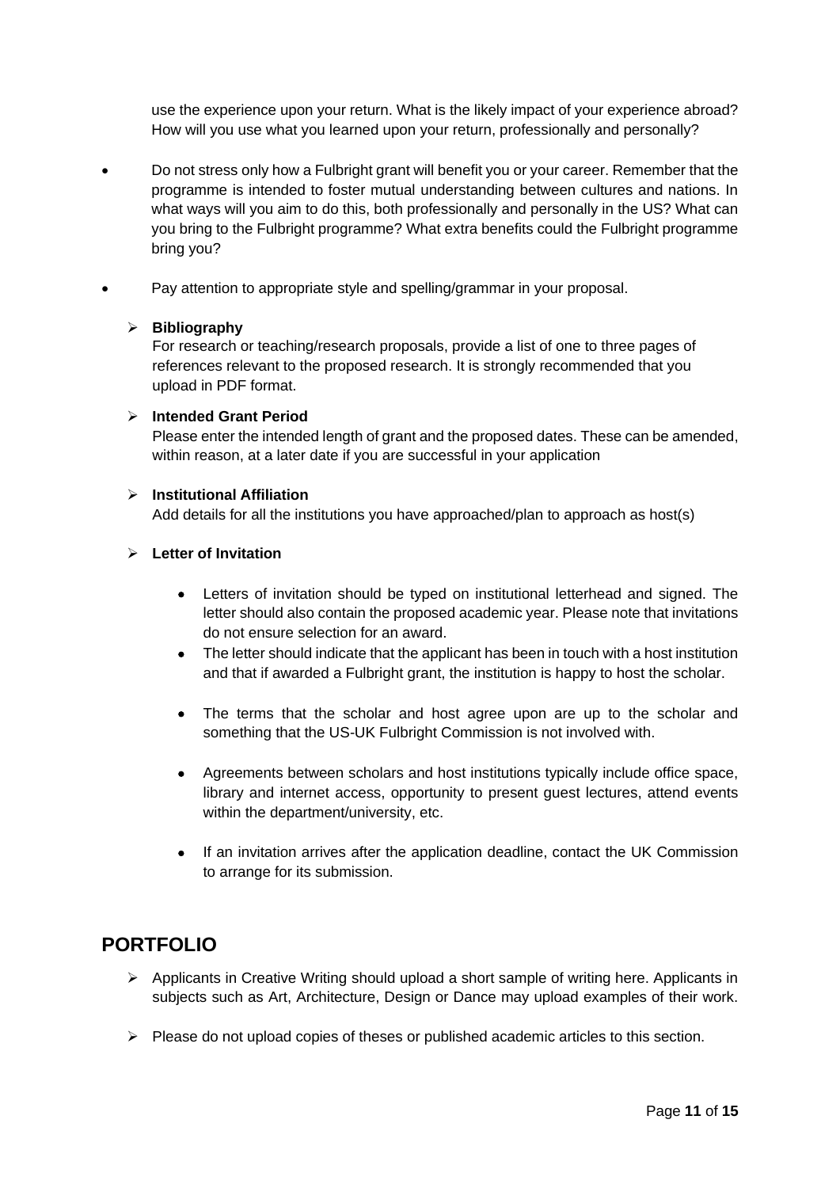use the experience upon your return. What is the likely impact of your experience abroad? How will you use what you learned upon your return, professionally and personally?

- Do not stress only how a Fulbright grant will benefit you or your career. Remember that the programme is intended to foster mutual understanding between cultures and nations. In what ways will you aim to do this, both professionally and personally in the US? What can you bring to the Fulbright programme? What extra benefits could the Fulbright programme bring you?

- Pay attention to appropriate style and spelling/grammar in your proposal.

  - **Bibliography**
    For research or teaching/research proposals, provide a list of one to three pages of references relevant to the proposed research. It is strongly recommended that you upload in PDF format.

  - **Intended Grant Period**
    Please enter the intended length of grant and the proposed dates. These can be amended, within reason, at a later date if you are successful in your application

  - **Institutional Affiliation**
    Add details for all the institutions you have approached/plan to approach as host(s)

  - **Letter of Invitation**

    - Letters of invitation should be typed on institutional letterhead and signed. The letter should also contain the proposed academic year. Please note that invitations do not ensure selection for an award.
    - The letter should indicate that the applicant has been in touch with a host institution and that if awarded a Fulbright grant, the institution is happy to host the scholar.
    - The terms that the scholar and host agree upon are up to the scholar and something that the US-UK Fulbright Commission is not involved with.
    - Agreements between scholars and host institutions typically include office space, library and internet access, opportunity to present guest lectures, attend events within the department/university, etc.
    - If an invitation arrives after the application deadline, contact the UK Commission to arrange for its submission.

## PORTFOLIO

- Applicants in Creative Writing should upload a short sample of writing here. Applicants in subjects such as Art, Architecture, Design or Dance may upload examples of their work.
- Please do not upload copies of theses or published academic articles to this section.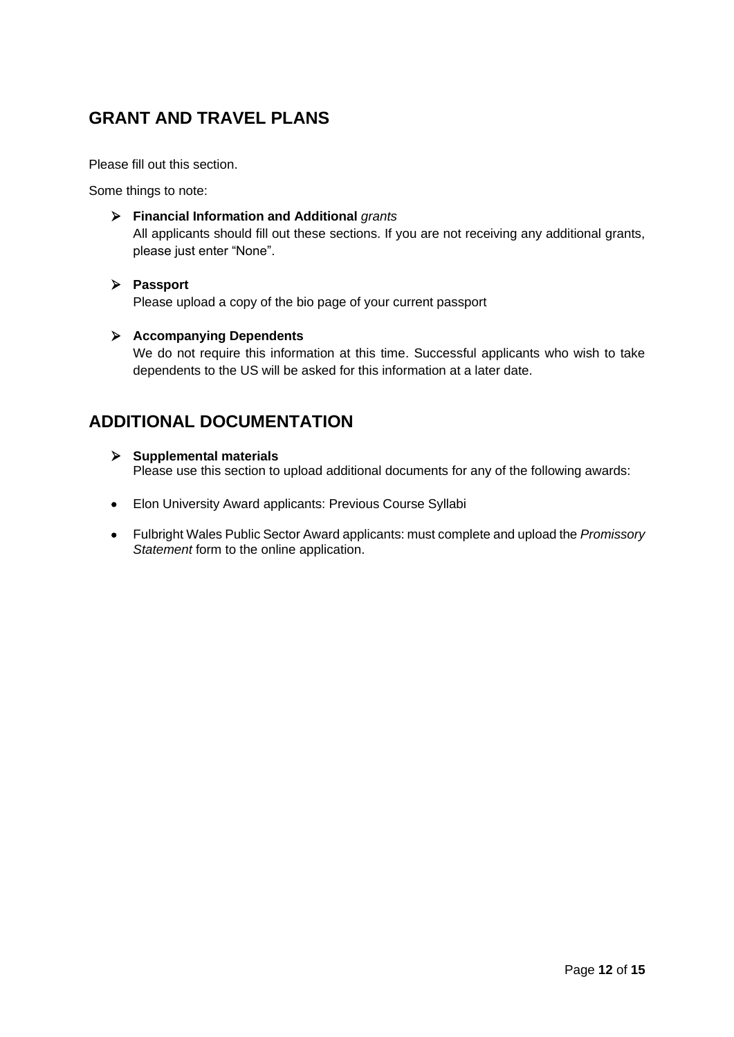## GRANT AND TRAVEL PLANS

Please fill out this section.

Some things to note:

- **Financial Information and Additional** *grants*  
  All applicants should fill out these sections. If you are not receiving any additional grants, please just enter "None".

- **Passport**  
  Please upload a copy of the bio page of your current passport

- **Accompanying Dependents**  
  We do not require this information at this time. Successful applicants who wish to take dependents to the US will be asked for this information at a later date.

## ADDITIONAL DOCUMENTATION

- **Supplemental materials**  
  Please use this section to upload additional documents for any of the following awards:

- Elon University Award applicants: Previous Course Syllabi
- Fulbright Wales Public Sector Award applicants: must complete and upload the *Promissory Statement* form to the online application.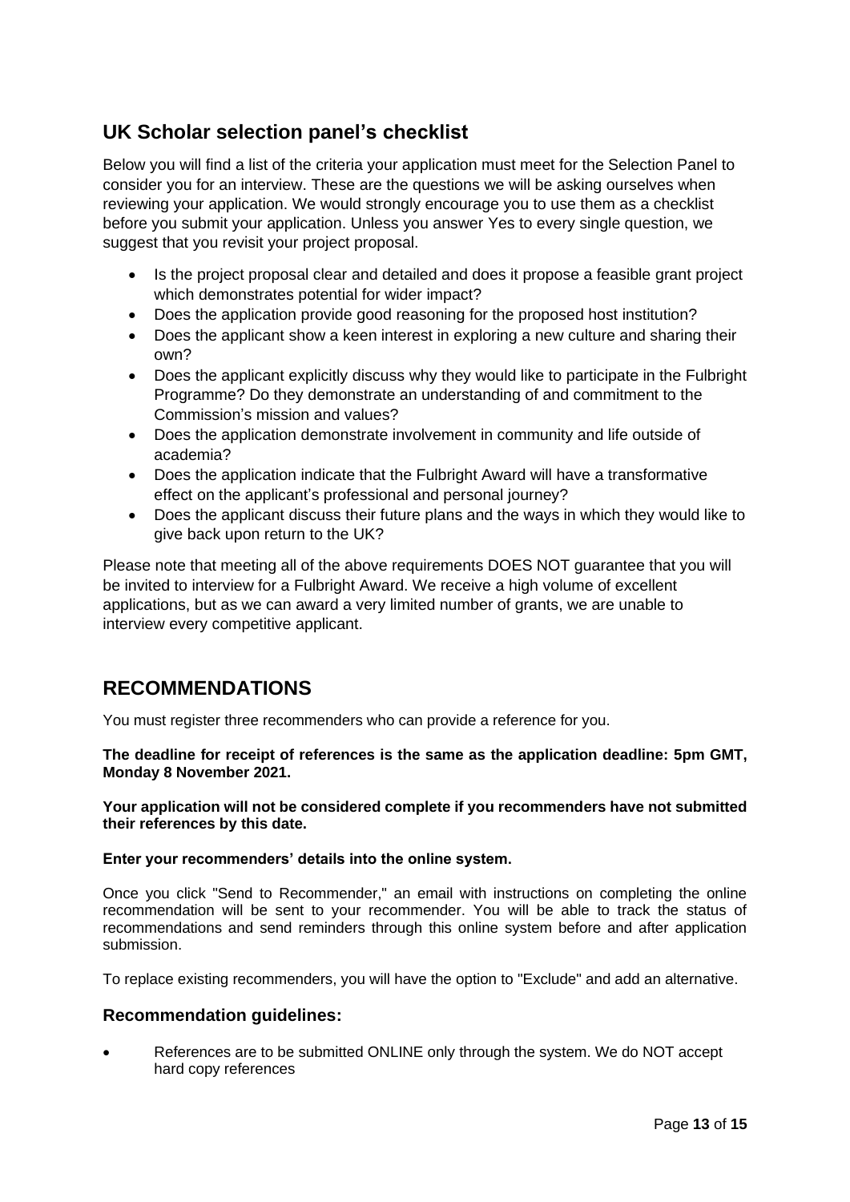## UK Scholar selection panel's checklist

Below you will find a list of the criteria your application must meet for the Selection Panel to consider you for an interview. These are the questions we will be asking ourselves when reviewing your application. We would strongly encourage you to use them as a checklist before you submit your application. Unless you answer Yes to every single question, we suggest that you revisit your project proposal.

- Is the project proposal clear and detailed and does it propose a feasible grant project which demonstrates potential for wider impact?
- Does the application provide good reasoning for the proposed host institution?
- Does the applicant show a keen interest in exploring a new culture and sharing their own?
- Does the applicant explicitly discuss why they would like to participate in the Fulbright Programme? Do they demonstrate an understanding of and commitment to the Commission's mission and values?
- Does the application demonstrate involvement in community and life outside of academia?
- Does the application indicate that the Fulbright Award will have a transformative effect on the applicant's professional and personal journey?
- Does the applicant discuss their future plans and the ways in which they would like to give back upon return to the UK?

Please note that meeting all of the above requirements DOES NOT guarantee that you will be invited to interview for a Fulbright Award. We receive a high volume of excellent applications, but as we can award a very limited number of grants, we are unable to interview every competitive applicant.

# RECOMMENDATIONS

You must register three recommenders who can provide a reference for you.

**The deadline for receipt of references is the same as the application deadline: 5pm GMT, Monday 8 November 2021.**

**Your application will not be considered complete if you recommenders have not submitted their references by this date.**

**Enter your recommenders' details into the online system.**

Once you click "Send to Recommender," an email with instructions on completing the online recommendation will be sent to your recommender. You will be able to track the status of recommendations and send reminders through this online system before and after application submission.

To replace existing recommenders, you will have the option to "Exclude" and add an alternative.

### Recommendation guidelines:

- References are to be submitted ONLINE only through the system. We do NOT accept hard copy references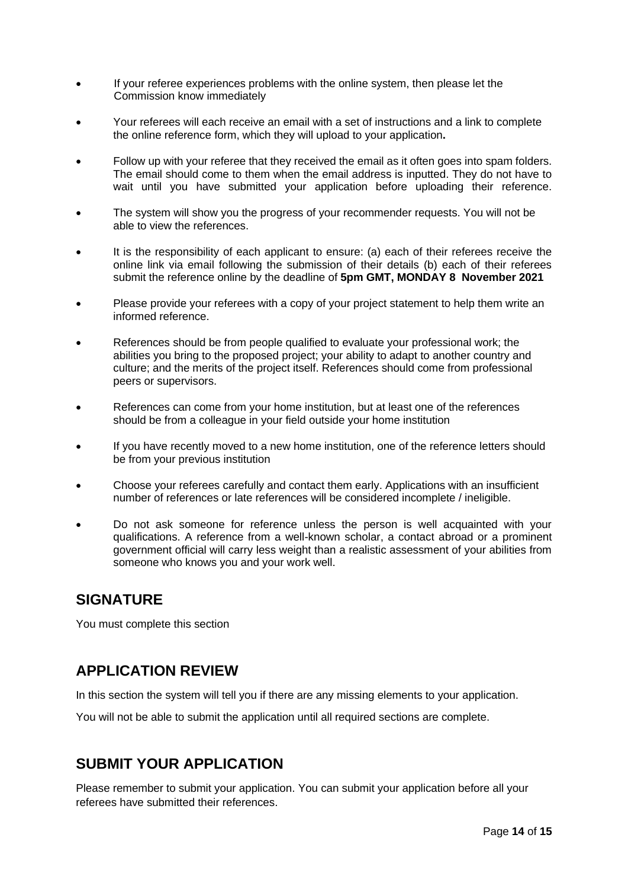- If your referee experiences problems with the online system, then please let the Commission know immediately
- Your referees will each receive an email with a set of instructions and a link to complete the online reference form, which they will upload to your application**.**
- Follow up with your referee that they received the email as it often goes into spam folders. The email should come to them when the email address is inputted. They do not have to wait until you have submitted your application before uploading their reference.
- The system will show you the progress of your recommender requests. You will not be able to view the references.
- It is the responsibility of each applicant to ensure: (a) each of their referees receive the online link via email following the submission of their details (b) each of their referees submit the reference online by the deadline of **5pm GMT, MONDAY 8 November 2021**
- Please provide your referees with a copy of your project statement to help them write an informed reference.
- References should be from people qualified to evaluate your professional work; the abilities you bring to the proposed project; your ability to adapt to another country and culture; and the merits of the project itself. References should come from professional peers or supervisors.
- References can come from your home institution, but at least one of the references should be from a colleague in your field outside your home institution
- If you have recently moved to a new home institution, one of the reference letters should be from your previous institution
- Choose your referees carefully and contact them early. Applications with an insufficient number of references or late references will be considered incomplete / ineligible.
- Do not ask someone for reference unless the person is well acquainted with your qualifications. A reference from a well-known scholar, a contact abroad or a prominent government official will carry less weight than a realistic assessment of your abilities from someone who knows you and your work well.

## SIGNATURE

You must complete this section

## APPLICATION REVIEW

In this section the system will tell you if there are any missing elements to your application.

You will not be able to submit the application until all required sections are complete.

## SUBMIT YOUR APPLICATION

Please remember to submit your application. You can submit your application before all your referees have submitted their references.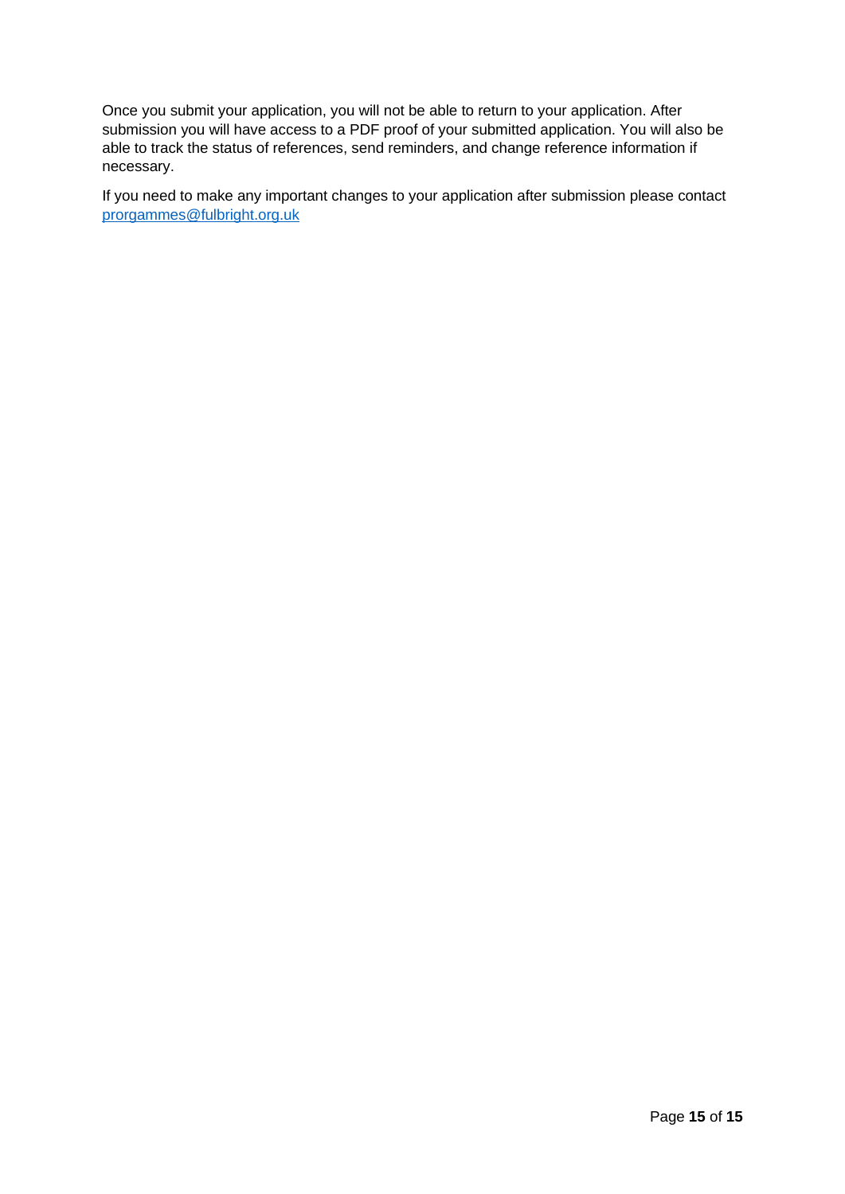Once you submit your application, you will not be able to return to your application. After submission you will have access to a PDF proof of your submitted application. You will also be able to track the status of references, send reminders, and change reference information if necessary.

If you need to make any important changes to your application after submission please contact prorgammes@fulbright.org.uk